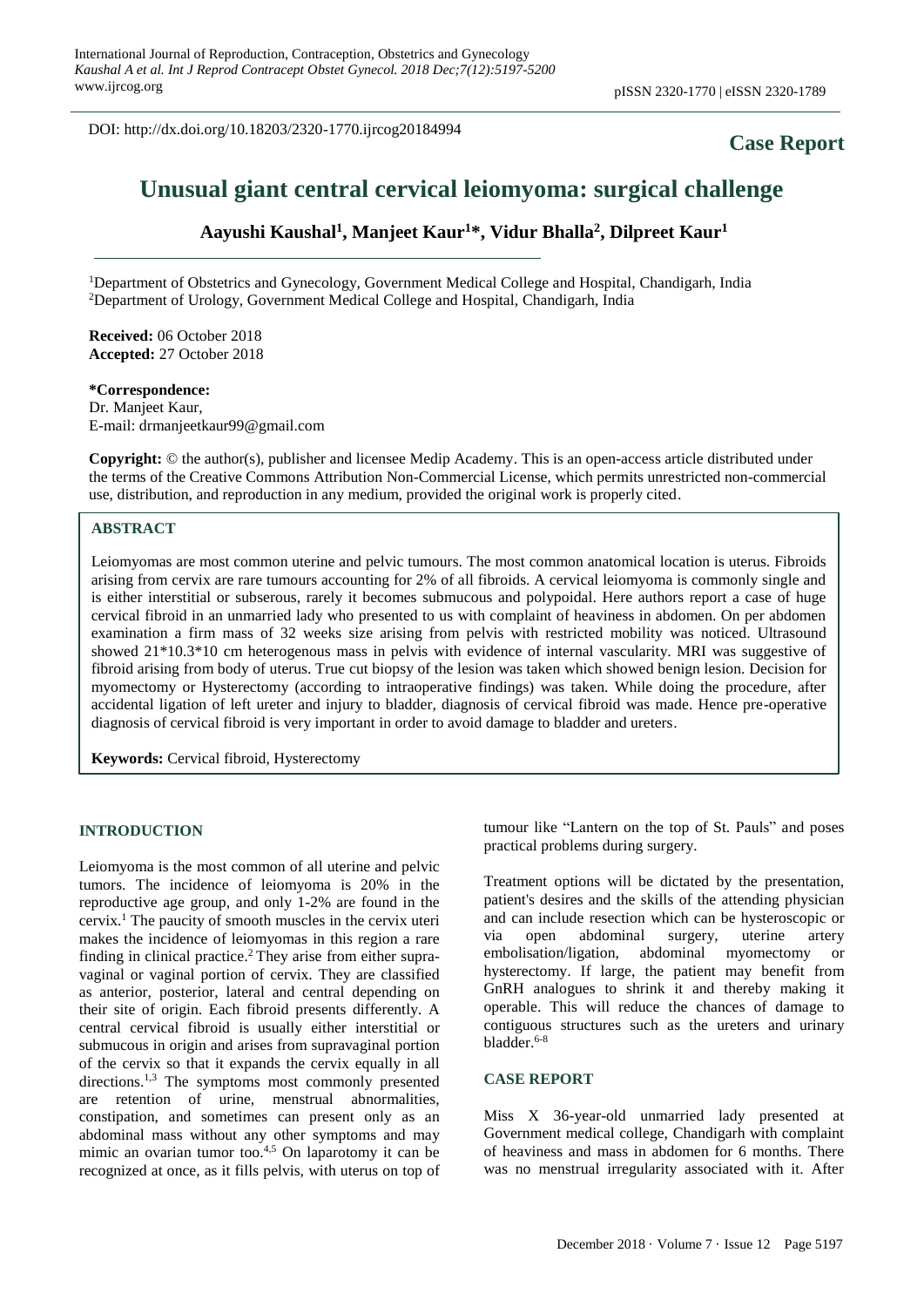DOI: http://dx.doi.org/10.18203/2320-1770.ijrcog20184994

**Case Report**

# Unusual giant central cervical leiomyoma: surgical challenge

**Aayushi Kaushal[1], Manjeet Kaur[1]*, Vidur Bhalla[2], Dilpreet Kaur[1]**

[1]Department of Obstetrics and Gynecology, Government Medical College and Hospital, Chandigarh, India
[2]Department of Urology, Government Medical College and Hospital, Chandigarh, India

**Received:** 06 October 2018
**Accepted:** 27 October 2018

**\*Correspondence:**
Dr. Manjeet Kaur,
E-mail: drmanjeetkaur99@gmail.com

**Copyright:** © the author(s), publisher and licensee Medip Academy. This is an open-access article distributed under the terms of the Creative Commons Attribution Non-Commercial License, which permits unrestricted non-commercial use, distribution, and reproduction in any medium, provided the original work is properly cited.

## ABSTRACT

Leiomyomas are most common uterine and pelvic tumours. The most common anatomical location is uterus. Fibroids arising from cervix are rare tumours accounting for 2% of all fibroids. A cervical leiomyoma is commonly single and is either interstitial or subserous, rarely it becomes submucous and polypoidal. Here authors report a case of huge cervical fibroid in an unmarried lady who presented to us with complaint of heaviness in abdomen. On per abdomen examination a firm mass of 32 weeks size arising from pelvis with restricted mobility was noticed. Ultrasound showed 21*10.3*10 cm heterogenous mass in pelvis with evidence of internal vascularity. MRI was suggestive of fibroid arising from body of uterus. True cut biopsy of the lesion was taken which showed benign lesion. Decision for myomectomy or Hysterectomy (according to intraoperative findings) was taken. While doing the procedure, after accidental ligation of left ureter and injury to bladder, diagnosis of cervical fibroid was made. Hence pre-operative diagnosis of cervical fibroid is very important in order to avoid damage to bladder and ureters.

**Keywords:** Cervical fibroid, Hysterectomy

## INTRODUCTION

Leiomyoma is the most common of all uterine and pelvic tumors. The incidence of leiomyoma is 20% in the reproductive age group, and only 1-2% are found in the cervix.[1] The paucity of smooth muscles in the cervix uteri makes the incidence of leiomyomas in this region a rare finding in clinical practice.[2] They arise from either supra-vaginal or vaginal portion of cervix. They are classified as anterior, posterior, lateral and central depending on their site of origin. Each fibroid presents differently. A central cervical fibroid is usually either interstitial or submucous in origin and arises from supravaginal portion of the cervix so that it expands the cervix equally in all directions.[1,3] The symptoms most commonly presented are retention of urine, menstrual abnormalities, constipation, and sometimes can present only as an abdominal mass without any other symptoms and may mimic an ovarian tumor too.[4,5] On laparotomy it can be recognized at once, as it fills pelvis, with uterus on top of tumour like "Lantern on the top of St. Pauls" and poses practical problems during surgery.

Treatment options will be dictated by the presentation, patient's desires and the skills of the attending physician and can include resection which can be hysteroscopic or via open abdominal surgery, uterine artery embolisation/ligation, abdominal myomectomy or hysterectomy. If large, the patient may benefit from GnRH analogues to shrink it and thereby making it operable. This will reduce the chances of damage to contiguous structures such as the ureters and urinary bladder.[6-8]

## CASE REPORT

Miss X 36-year-old unmarried lady presented at Government medical college, Chandigarh with complaint of heaviness and mass in abdomen for 6 months. There was no menstrual irregularity associated with it. After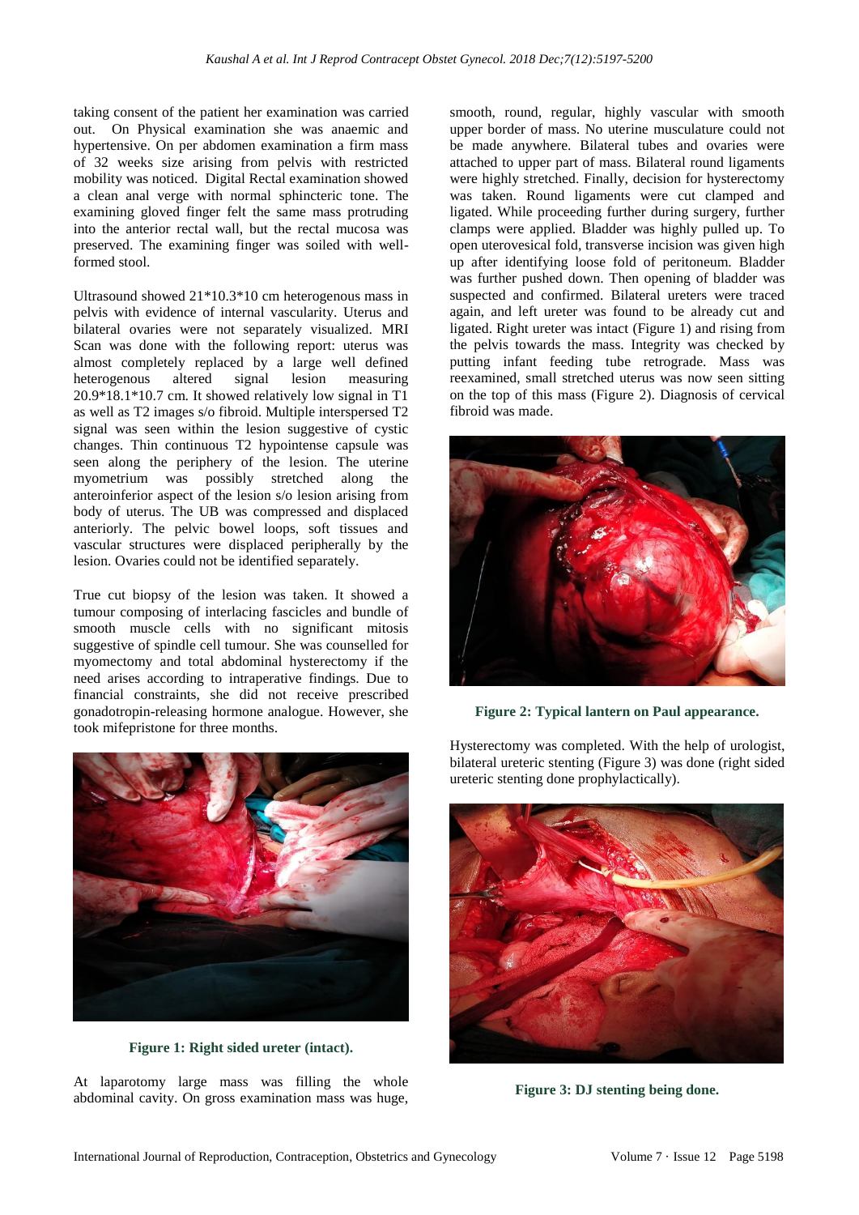taking consent of the patient her examination was carried out. On Physical examination she was anaemic and hypertensive. On per abdomen examination a firm mass of 32 weeks size arising from pelvis with restricted mobility was noticed. Digital Rectal examination showed a clean anal verge with normal sphincteric tone. The examining gloved finger felt the same mass protruding into the anterior rectal wall, but the rectal mucosa was preserved. The examining finger was soiled with well-formed stool.

Ultrasound showed 21*10.3*10 cm heterogenous mass in pelvis with evidence of internal vascularity. Uterus and bilateral ovaries were not separately visualized. MRI Scan was done with the following report: uterus was almost completely replaced by a large well defined heterogenous altered signal lesion measuring 20.9*18.1*10.7 cm. It showed relatively low signal in T1 as well as T2 images s/o fibroid. Multiple interspersed T2 signal was seen within the lesion suggestive of cystic changes. Thin continuous T2 hypointense capsule was seen along the periphery of the lesion. The uterine myometrium was possibly stretched along the anteroinferior aspect of the lesion s/o lesion arising from body of uterus. The UB was compressed and displaced anteriorly. The pelvic bowel loops, soft tissues and vascular structures were displaced peripherally by the lesion. Ovaries could not be identified separately.

True cut biopsy of the lesion was taken. It showed a tumour composing of interlacing fascicles and bundle of smooth muscle cells with no significant mitosis suggestive of spindle cell tumour. She was counselled for myomectomy and total abdominal hysterectomy if the need arises according to intraperative findings. Due to financial constraints, she did not receive prescribed gonadotropin-releasing hormone analogue. However, she took mifepristone for three months.

Figure 1: Right sided ureter (intact).

At laparotomy large mass was filling the whole abdominal cavity. On gross examination mass was huge, smooth, round, regular, highly vascular with smooth upper border of mass. No uterine musculature could not be made anywhere. Bilateral tubes and ovaries were attached to upper part of mass. Bilateral round ligaments were highly stretched. Finally, decision for hysterectomy was taken. Round ligaments were cut clamped and ligated. While proceeding further during surgery, further clamps were applied. Bladder was highly pulled up. To open uterovesical fold, transverse incision was given high up after identifying loose fold of peritoneum. Bladder was further pushed down. Then opening of bladder was suspected and confirmed. Bilateral ureters were traced again, and left ureter was found to be already cut and ligated. Right ureter was intact (Figure 1) and rising from the pelvis towards the mass. Integrity was checked by putting infant feeding tube retrograde. Mass was reexamined, small stretched uterus was now seen sitting on the top of this mass (Figure 2). Diagnosis of cervical fibroid was made.

Figure 2: Typical lantern on Paul appearance.

Hysterectomy was completed. With the help of urologist, bilateral ureteric stenting (Figure 3) was done (right sided ureteric stenting done prophylactically).

Figure 3: DJ stenting being done.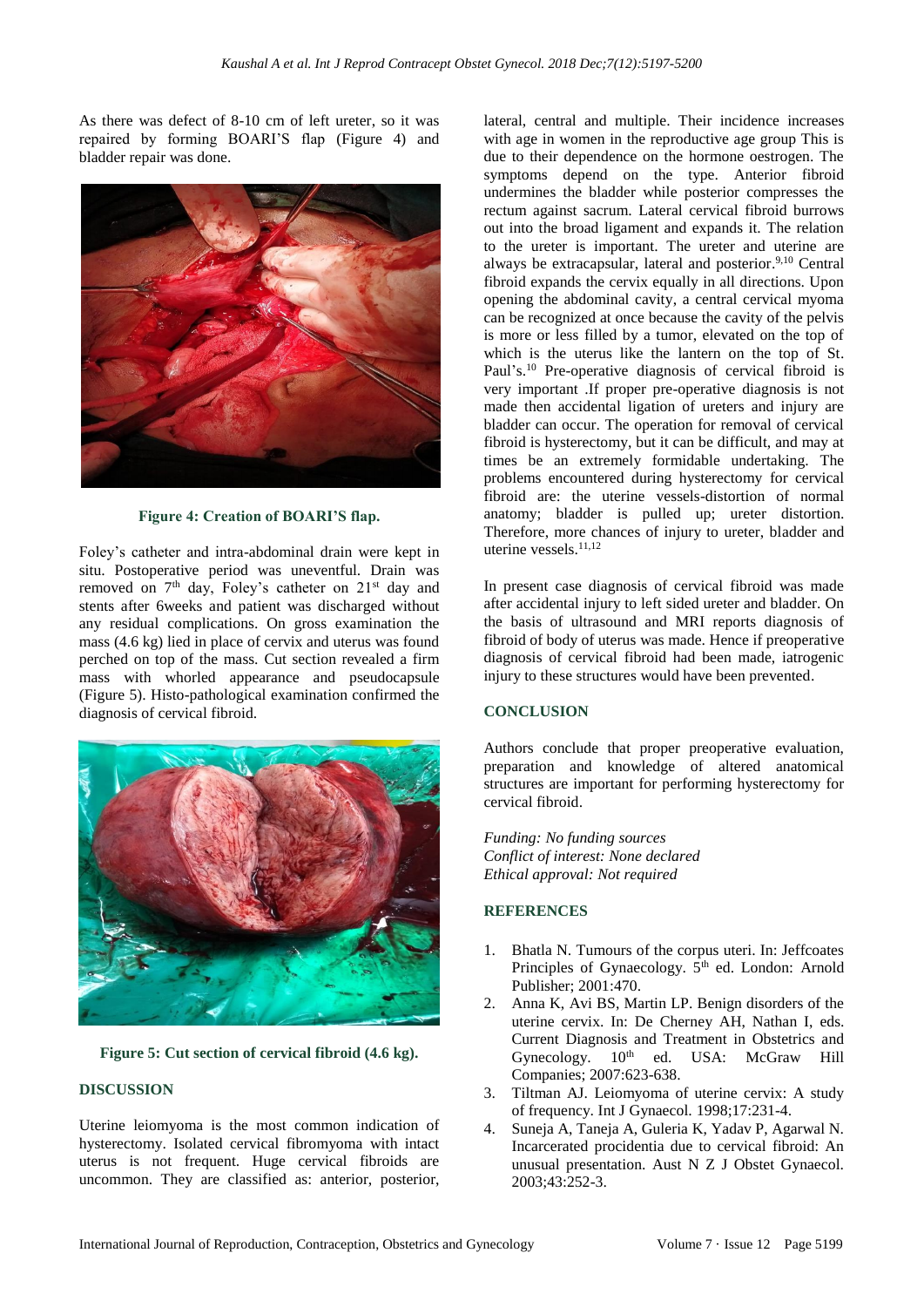As there was defect of 8-10 cm of left ureter, so it was repaired by forming BOARI'S flap (Figure 4) and bladder repair was done.

**Figure 4: Creation of BOARI'S flap.**

Foley's catheter and intra-abdominal drain were kept in situ. Postoperative period was uneventful. Drain was removed on 7th day, Foley's catheter on 21st day and stents after 6weeks and patient was discharged without any residual complications. On gross examination the mass (4.6 kg) lied in place of cervix and uterus was found perched on top of the mass. Cut section revealed a firm mass with whorled appearance and pseudocapsule (Figure 5). Histo-pathological examination confirmed the diagnosis of cervical fibroid.

**Figure 5: Cut section of cervical fibroid (4.6 kg).**

## DISCUSSION

Uterine leiomyoma is the most common indication of hysterectomy. Isolated cervical fibromyoma with intact uterus is not frequent. Huge cervical fibroids are uncommon. They are classified as: anterior, posterior, lateral, central and multiple. Their incidence increases with age in women in the reproductive age group This is due to their dependence on the hormone oestrogen. The symptoms depend on the type. Anterior fibroid undermines the bladder while posterior compresses the rectum against sacrum. Lateral cervical fibroid burrows out into the broad ligament and expands it. The relation to the ureter is important. The ureter and uterine are always be extracapsular, lateral and posterior.[9,10] Central fibroid expands the cervix equally in all directions. Upon opening the abdominal cavity, a central cervical myoma can be recognized at once because the cavity of the pelvis is more or less filled by a tumor, elevated on the top of which is the uterus like the lantern on the top of St. Paul's.[10] Pre-operative diagnosis of cervical fibroid is very important .If proper pre-operative diagnosis is not made then accidental ligation of ureters and injury are bladder can occur. The operation for removal of cervical fibroid is hysterectomy, but it can be difficult, and may at times be an extremely formidable undertaking. The problems encountered during hysterectomy for cervical fibroid are: the uterine vessels-distortion of normal anatomy; bladder is pulled up; ureter distortion. Therefore, more chances of injury to ureter, bladder and uterine vessels.[11,12]

In present case diagnosis of cervical fibroid was made after accidental injury to left sided ureter and bladder. On the basis of ultrasound and MRI reports diagnosis of fibroid of body of uterus was made. Hence if preoperative diagnosis of cervical fibroid had been made, iatrogenic injury to these structures would have been prevented.

## CONCLUSION

Authors conclude that proper preoperative evaluation, preparation and knowledge of altered anatomical structures are important for performing hysterectomy for cervical fibroid.

*Funding: No funding sources*
*Conflict of interest: None declared*
*Ethical approval: Not required*

## REFERENCES

1. Bhatla N. Tumours of the corpus uteri. In: Jeffcoates Principles of Gynaecology. 5th ed. London: Arnold Publisher; 2001:470.
2. Anna K, Avi BS, Martin LP. Benign disorders of the uterine cervix. In: De Cherney AH, Nathan I, eds. Current Diagnosis and Treatment in Obstetrics and Gynecology. 10th ed. USA: McGraw Hill Companies; 2007:623-638.
3. Tiltman AJ. Leiomyoma of uterine cervix: A study of frequency. Int J Gynaecol. 1998;17:231-4.
4. Suneja A, Taneja A, Guleria K, Yadav P, Agarwal N. Incarcerated procidentia due to cervical fibroid: An unusual presentation. Aust N Z J Obstet Gynaecol. 2003;43:252-3.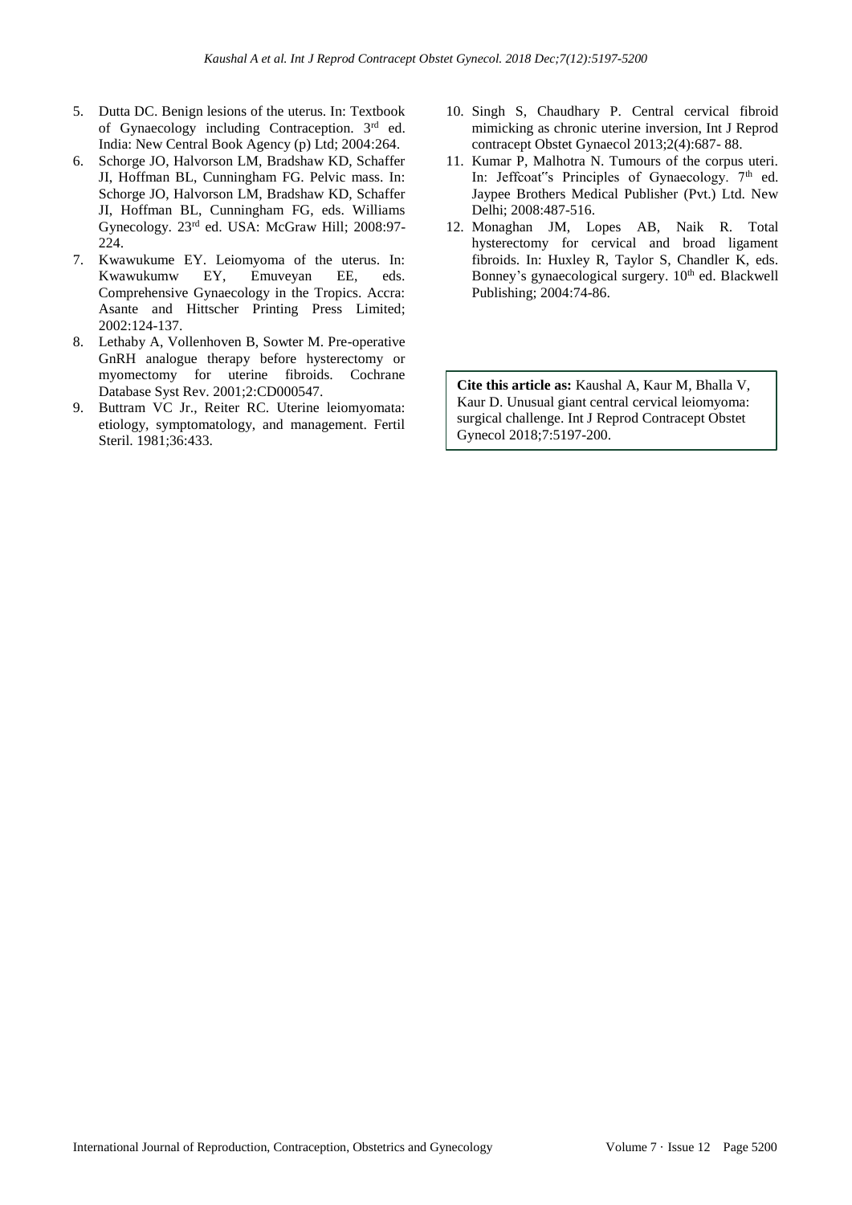5. Dutta DC. Benign lesions of the uterus. In: Textbook of Gynaecology including Contraception. 3rd ed. India: New Central Book Agency (p) Ltd; 2004:264.
6. Schorge JO, Halvorson LM, Bradshaw KD, Schaffer JI, Hoffman BL, Cunningham FG. Pelvic mass. In: Schorge JO, Halvorson LM, Bradshaw KD, Schaffer JI, Hoffman BL, Cunningham FG, eds. Williams Gynecology. 23rd ed. USA: McGraw Hill; 2008:97-224.
7. Kwawukume EY. Leiomyoma of the uterus. In: Kwawukumw EY, Emuveyan EE, eds. Comprehensive Gynaecology in the Tropics. Accra: Asante and Hittscher Printing Press Limited; 2002:124-137.
8. Lethaby A, Vollenhoven B, Sowter M. Pre-operative GnRH analogue therapy before hysterectomy or myomectomy for uterine fibroids. Cochrane Database Syst Rev. 2001;2:CD000547.
9. Buttram VC Jr., Reiter RC. Uterine leiomyomata: etiology, symptomatology, and management. Fertil Steril. 1981;36:433.
10. Singh S, Chaudhary P. Central cervical fibroid mimicking as chronic uterine inversion, Int J Reprod contracept Obstet Gynaecol 2013;2(4):687- 88.
11. Kumar P, Malhotra N. Tumours of the corpus uteri. In: Jeffcoat"s Principles of Gynaecology. 7th ed. Jaypee Brothers Medical Publisher (Pvt.) Ltd. New Delhi; 2008:487-516.
12. Monaghan JM, Lopes AB, Naik R. Total hysterectomy for cervical and broad ligament fibroids. In: Huxley R, Taylor S, Chandler K, eds. Bonney's gynaecological surgery. 10th ed. Blackwell Publishing; 2004:74-86.

**Cite this article as:** Kaushal A, Kaur M, Bhalla V, Kaur D. Unusual giant central cervical leiomyoma: surgical challenge. Int J Reprod Contracept Obstet Gynecol 2018;7:5197-200.